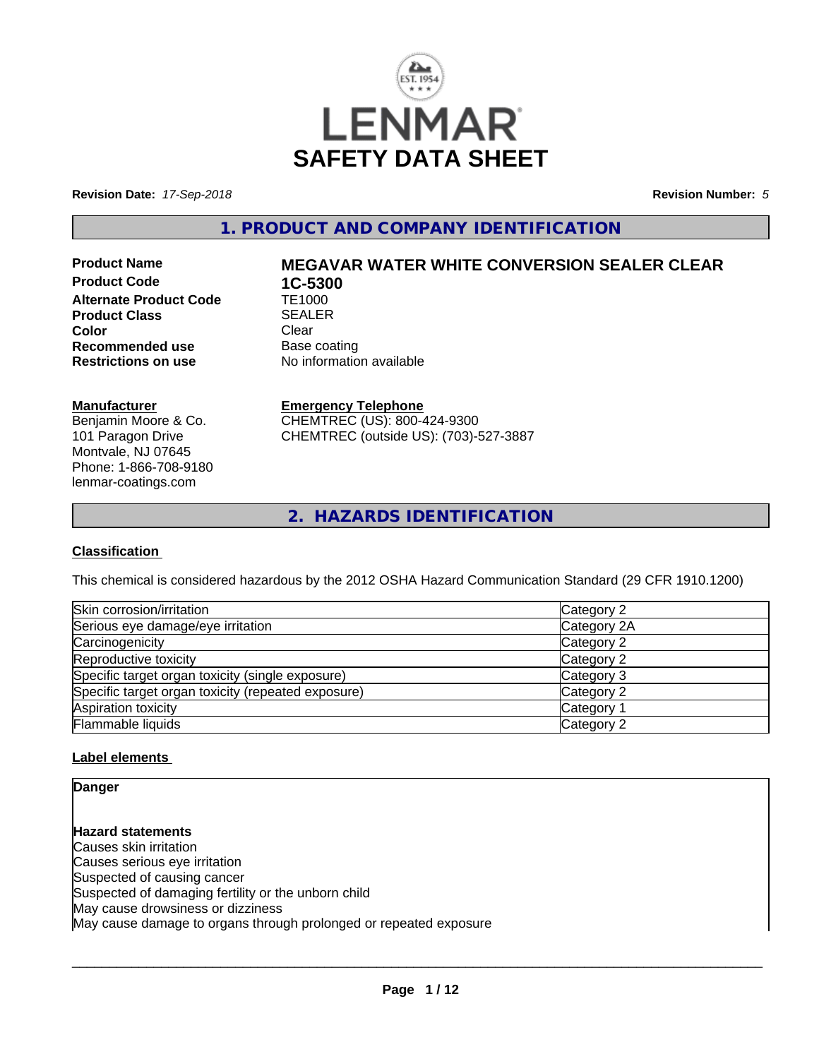# LENMAR

# SAFETY DATA SHEET

**Revision Date:** *17-Sep-2018* **Revision Number:** *5*

## 1. PRODUCT AND COMPANY IDENTIFICATION

| | |
|---|---|
| **Product Name** | **MEGAVAR WATER WHITE CONVERSION SEALER CLEAR** |
| **Product Code** | **1C-5300** |
| **Alternate Product Code** | TE1000 |
| **Product Class** | SEALER |
| **Color** | Clear |
| **Recommended use** | Base coating |
| **Restrictions on use** | No information available |

**Manufacturer**
Benjamin Moore & Co.
101 Paragon Drive
Montvale, NJ 07645
Phone: 1-866-708-9180
lenmar-coatings.com

**Emergency Telephone**
CHEMTREC (US): 800-424-9300
CHEMTREC (outside US): (703)-527-3887

## 2. HAZARDS IDENTIFICATION

### Classification

This chemical is considered hazardous by the 2012 OSHA Hazard Communication Standard (29 CFR 1910.1200)

| | |
|---|---|
| Skin corrosion/irritation | Category 2 |
| Serious eye damage/eye irritation | Category 2A |
| Carcinogenicity | Category 2 |
| Reproductive toxicity | Category 2 |
| Specific target organ toxicity (single exposure) | Category 3 |
| Specific target organ toxicity (repeated exposure) | Category 2 |
| Aspiration toxicity | Category 1 |
| Flammable liquids | Category 2 |

### Label elements

**Danger**

**Hazard statements**
Causes skin irritation
Causes serious eye irritation
Suspected of causing cancer
Suspected of damaging fertility or the unborn child
May cause drowsiness or dizziness
May cause damage to organs through prolonged or repeated exposure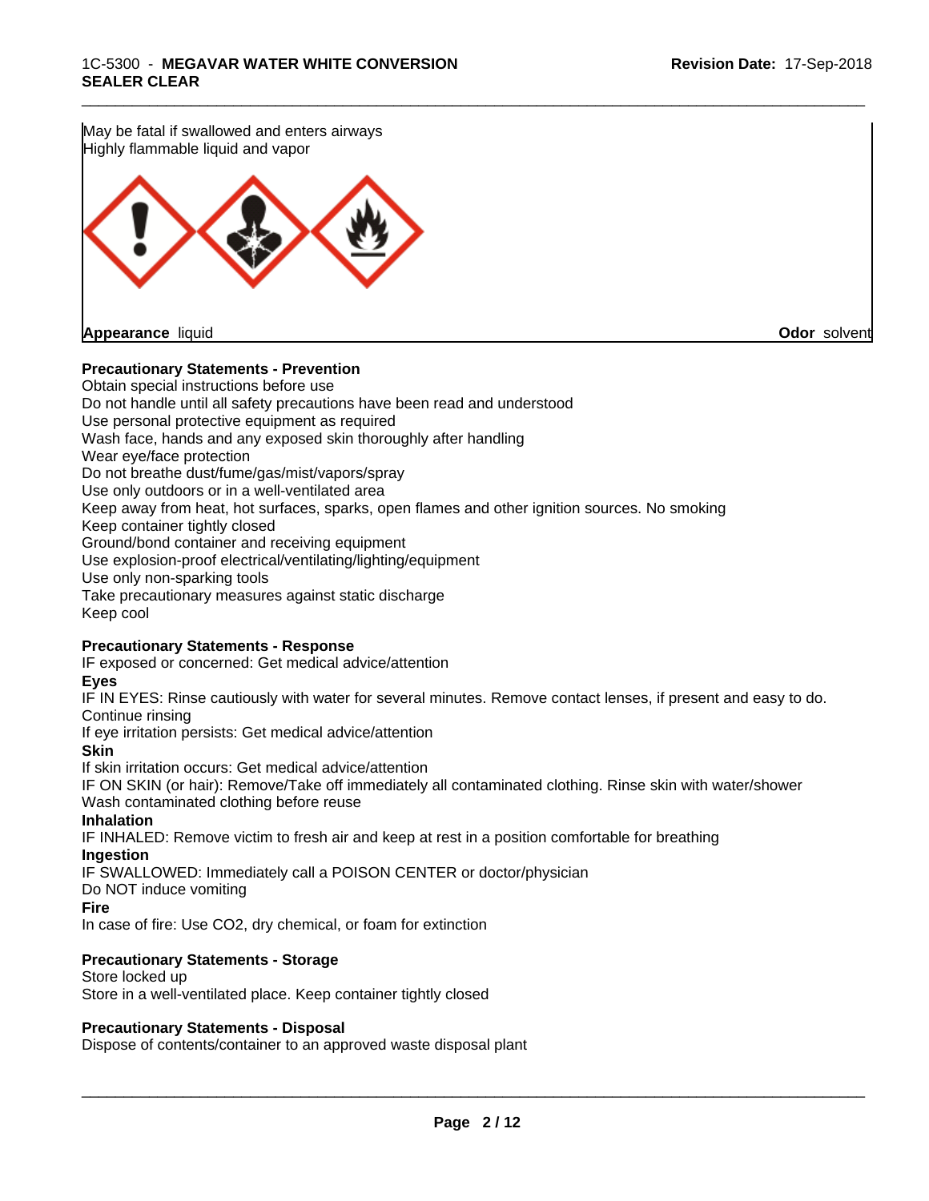May be fatal if swallowed and enters airways
Highly flammable liquid and vapor

**Appearance** liquid **Odor** solvent

**Precautionary Statements - Prevention**
Obtain special instructions before use
Do not handle until all safety precautions have been read and understood
Use personal protective equipment as required
Wash face, hands and any exposed skin thoroughly after handling
Wear eye/face protection
Do not breathe dust/fume/gas/mist/vapors/spray
Use only outdoors or in a well-ventilated area
Keep away from heat, hot surfaces, sparks, open flames and other ignition sources. No smoking
Keep container tightly closed
Ground/bond container and receiving equipment
Use explosion-proof electrical/ventilating/lighting/equipment
Use only non-sparking tools
Take precautionary measures against static discharge
Keep cool

**Precautionary Statements - Response**
IF exposed or concerned: Get medical advice/attention
**Eyes**
IF IN EYES: Rinse cautiously with water for several minutes. Remove contact lenses, if present and easy to do. Continue rinsing
If eye irritation persists: Get medical advice/attention
**Skin**
If skin irritation occurs: Get medical advice/attention
IF ON SKIN (or hair): Remove/Take off immediately all contaminated clothing. Rinse skin with water/shower
Wash contaminated clothing before reuse
**Inhalation**
IF INHALED: Remove victim to fresh air and keep at rest in a position comfortable for breathing
**Ingestion**
IF SWALLOWED: Immediately call a POISON CENTER or doctor/physician
Do NOT induce vomiting
**Fire**
In case of fire: Use CO2, dry chemical, or foam for extinction

**Precautionary Statements - Storage**
Store locked up
Store in a well-ventilated place. Keep container tightly closed

**Precautionary Statements - Disposal**
Dispose of contents/container to an approved waste disposal plant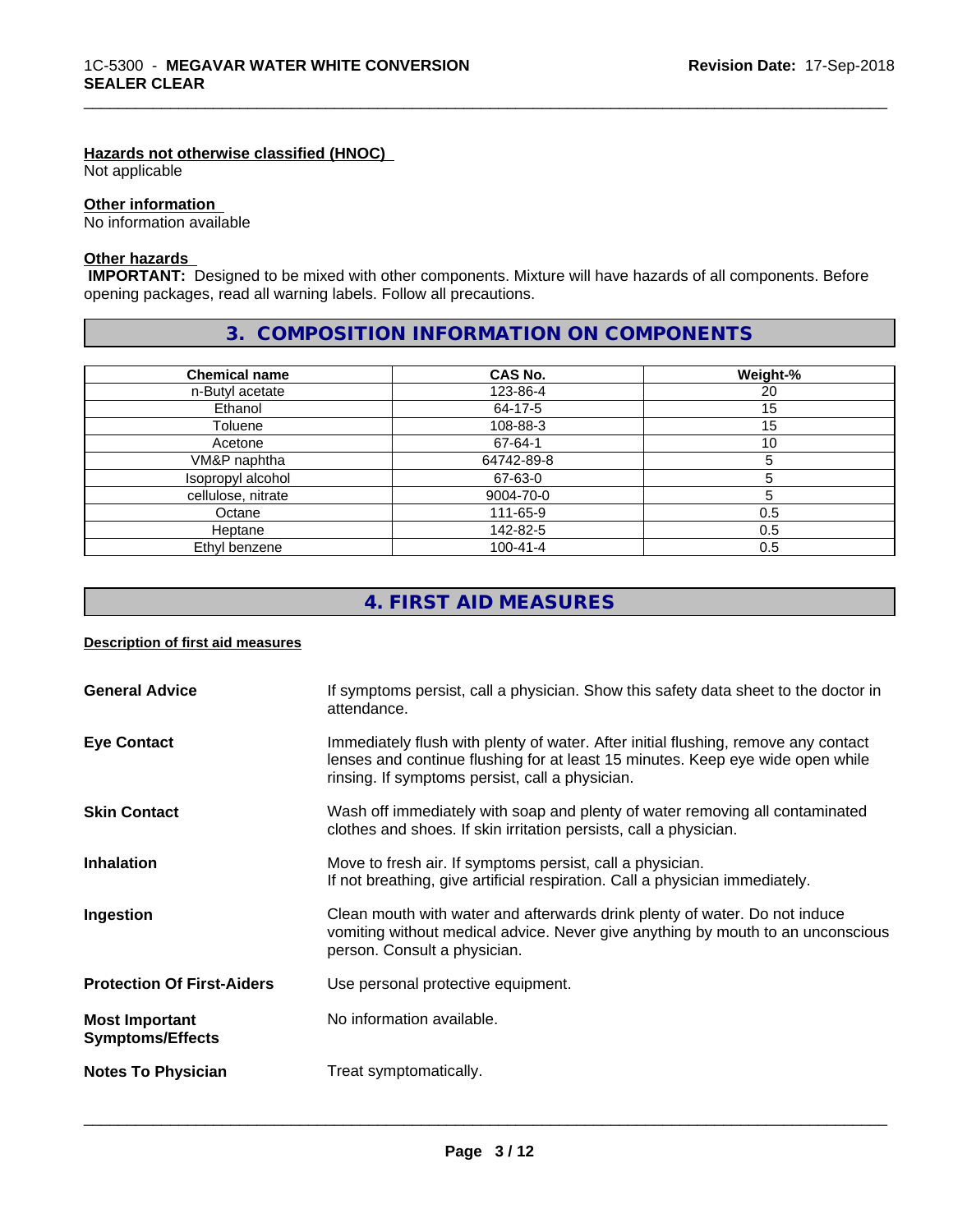#### Hazards not otherwise classified (HNOC)

Not applicable

#### Other information

No information available

#### Other hazards

**IMPORTANT:** Designed to be mixed with other components. Mixture will have hazards of all components. Before opening packages, read all warning labels. Follow all precautions.

## 3. COMPOSITION INFORMATION ON COMPONENTS

| Chemical name | CAS No. | Weight-% |
|---|---|---|
| n-Butyl acetate | 123-86-4 | 20 |
| Ethanol | 64-17-5 | 15 |
| Toluene | 108-88-3 | 15 |
| Acetone | 67-64-1 | 10 |
| VM&P naphtha | 64742-89-8 | 5 |
| Isopropyl alcohol | 67-63-0 | 5 |
| cellulose, nitrate | 9004-70-0 | 5 |
| Octane | 111-65-9 | 0.5 |
| Heptane | 142-82-5 | 0.5 |
| Ethyl benzene | 100-41-4 | 0.5 |

## 4. FIRST AID MEASURES

#### Description of first aid measures

**General Advice**
If symptoms persist, call a physician. Show this safety data sheet to the doctor in attendance.

**Eye Contact**
Immediately flush with plenty of water. After initial flushing, remove any contact lenses and continue flushing for at least 15 minutes. Keep eye wide open while rinsing. If symptoms persist, call a physician.

**Skin Contact**
Wash off immediately with soap and plenty of water removing all contaminated clothes and shoes. If skin irritation persists, call a physician.

**Inhalation**
Move to fresh air. If symptoms persist, call a physician.
If not breathing, give artificial respiration. Call a physician immediately.

**Ingestion**
Clean mouth with water and afterwards drink plenty of water. Do not induce vomiting without medical advice. Never give anything by mouth to an unconscious person. Consult a physician.

**Protection Of First-Aiders**
Use personal protective equipment.

**Most Important Symptoms/Effects**
No information available.

**Notes To Physician**
Treat symptomatically.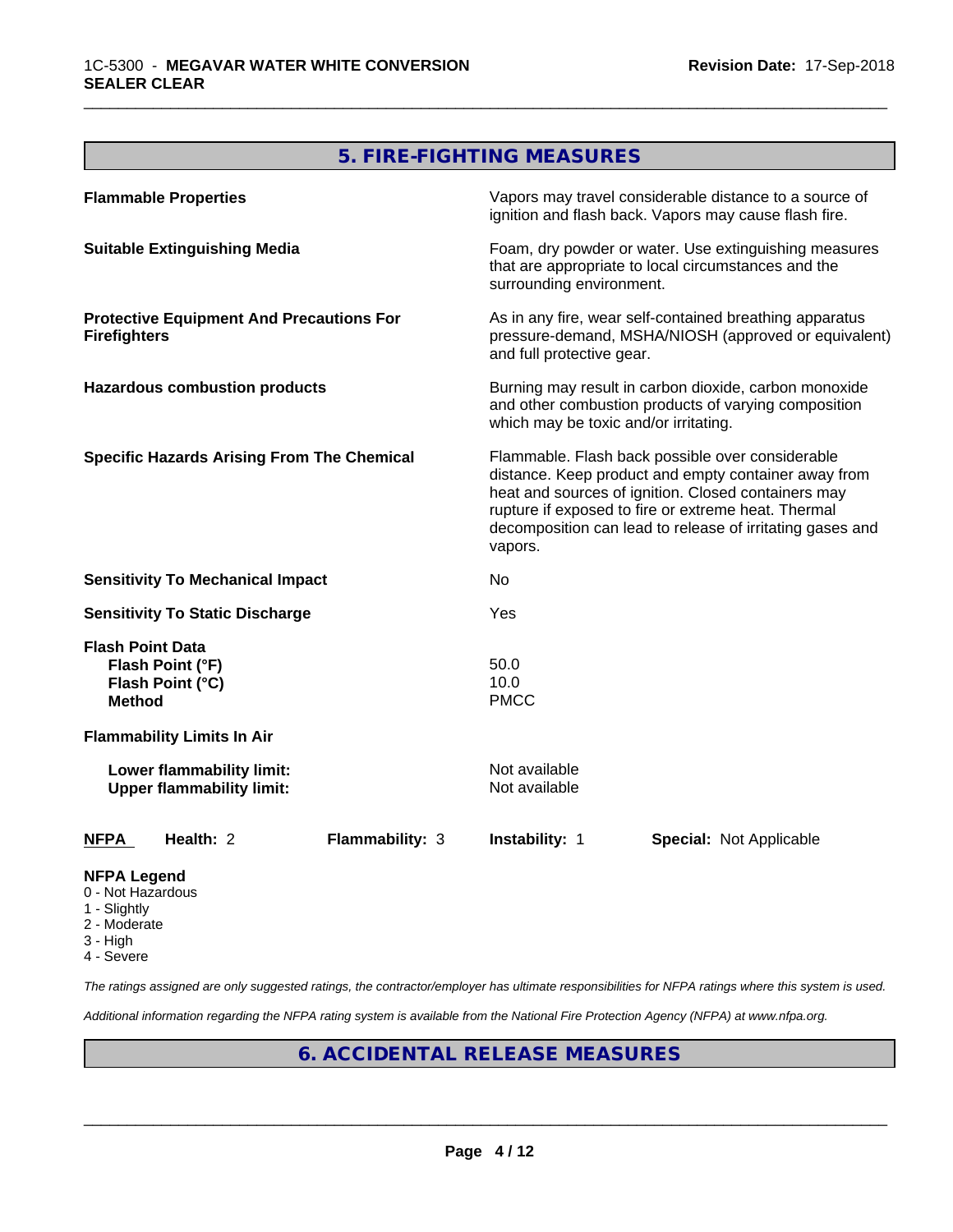## 5. FIRE-FIGHTING MEASURES

**Flammable Properties**

Vapors may travel considerable distance to a source of ignition and flash back. Vapors may cause flash fire.

**Suitable Extinguishing Media**

Foam, dry powder or water. Use extinguishing measures that are appropriate to local circumstances and the surrounding environment.

**Protective Equipment And Precautions For Firefighters**

As in any fire, wear self-contained breathing apparatus pressure-demand, MSHA/NIOSH (approved or equivalent) and full protective gear.

**Hazardous combustion products**

Burning may result in carbon dioxide, carbon monoxide and other combustion products of varying composition which may be toxic and/or irritating.

**Specific Hazards Arising From The Chemical**

Flammable. Flash back possible over considerable distance. Keep product and empty container away from heat and sources of ignition. Closed containers may rupture if exposed to fire or extreme heat. Thermal decomposition can lead to release of irritating gases and vapors.

**Sensitivity To Mechanical Impact**

No

**Sensitivity To Static Discharge**

Yes

**Flash Point Data**

| | |
|---|---|
| **Flash Point (°F)** | 50.0 |
| **Flash Point (°C)** | 10.0 |
| **Method** | PMCC |

**Flammability Limits In Air**

| | |
|---|---|
| **Lower flammability limit:** | Not available |
| **Upper flammability limit:** | Not available |

| NFPA | Health: 2 | Flammability: 3 | Instability: 1 | Special: Not Applicable |
|---|---|---|---|---|

**NFPA Legend**
- 0 - Not Hazardous
- 1 - Slightly
- 2 - Moderate
- 3 - High
- 4 - Severe

*The ratings assigned are only suggested ratings, the contractor/employer has ultimate responsibilities for NFPA ratings where this system is used.*

*Additional information regarding the NFPA rating system is available from the National Fire Protection Agency (NFPA) at www.nfpa.org.*

## 6. ACCIDENTAL RELEASE MEASURES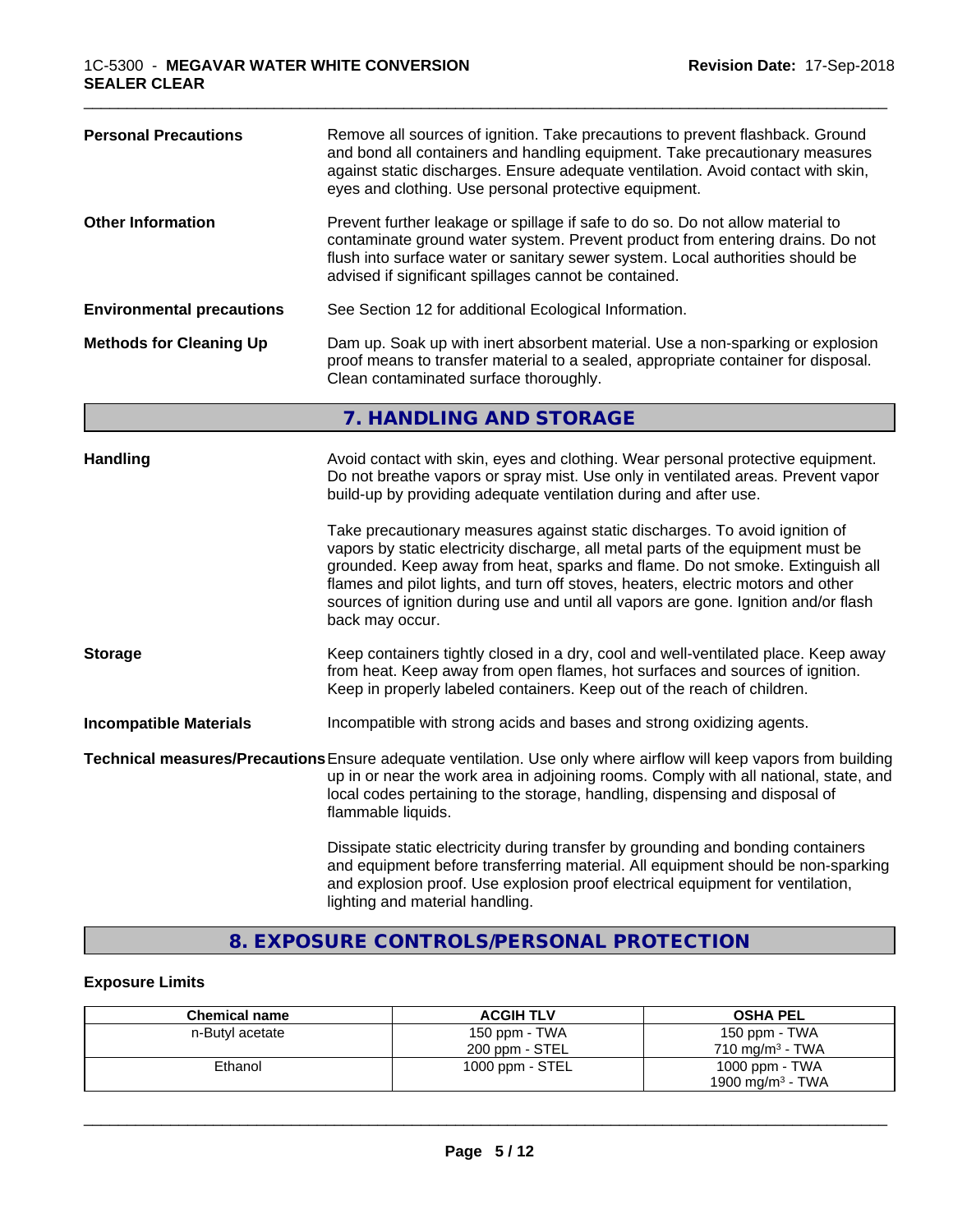**Personal Precautions** Remove all sources of ignition. Take precautions to prevent flashback. Ground and bond all containers and handling equipment. Take precautionary measures against static discharges. Ensure adequate ventilation. Avoid contact with skin, eyes and clothing. Use personal protective equipment.

**Other Information** Prevent further leakage or spillage if safe to do so. Do not allow material to contaminate ground water system. Prevent product from entering drains. Do not flush into surface water or sanitary sewer system. Local authorities should be advised if significant spillages cannot be contained.

**Environmental precautions** See Section 12 for additional Ecological Information.

**Methods for Cleaning Up** Dam up. Soak up with inert absorbent material. Use a non-sparking or explosion proof means to transfer material to a sealed, appropriate container for disposal. Clean contaminated surface thoroughly.

## 7. HANDLING AND STORAGE

**Handling** Avoid contact with skin, eyes and clothing. Wear personal protective equipment. Do not breathe vapors or spray mist. Use only in ventilated areas. Prevent vapor build-up by providing adequate ventilation during and after use.

Take precautionary measures against static discharges. To avoid ignition of vapors by static electricity discharge, all metal parts of the equipment must be grounded. Keep away from heat, sparks and flame. Do not smoke. Extinguish all flames and pilot lights, and turn off stoves, heaters, electric motors and other sources of ignition during use and until all vapors are gone. Ignition and/or flash back may occur.

**Storage** Keep containers tightly closed in a dry, cool and well-ventilated place. Keep away from heat. Keep away from open flames, hot surfaces and sources of ignition. Keep in properly labeled containers. Keep out of the reach of children.

**Incompatible Materials** Incompatible with strong acids and bases and strong oxidizing agents.

**Technical measures/Precautions** Ensure adequate ventilation. Use only where airflow will keep vapors from building up in or near the work area in adjoining rooms. Comply with all national, state, and local codes pertaining to the storage, handling, dispensing and disposal of flammable liquids.

Dissipate static electricity during transfer by grounding and bonding containers and equipment before transferring material. All equipment should be non-sparking and explosion proof. Use explosion proof electrical equipment for ventilation, lighting and material handling.

## 8. EXPOSURE CONTROLS/PERSONAL PROTECTION

### Exposure Limits

| Chemical name | ACGIH TLV | OSHA PEL |
|---|---|---|
| n-Butyl acetate | 150 ppm - TWA<br>200 ppm - STEL | 150 ppm - TWA<br>710 mg/m$^3$ - TWA |
| Ethanol | 1000 ppm - STEL | 1000 ppm - TWA<br>1900 mg/m$^3$ - TWA |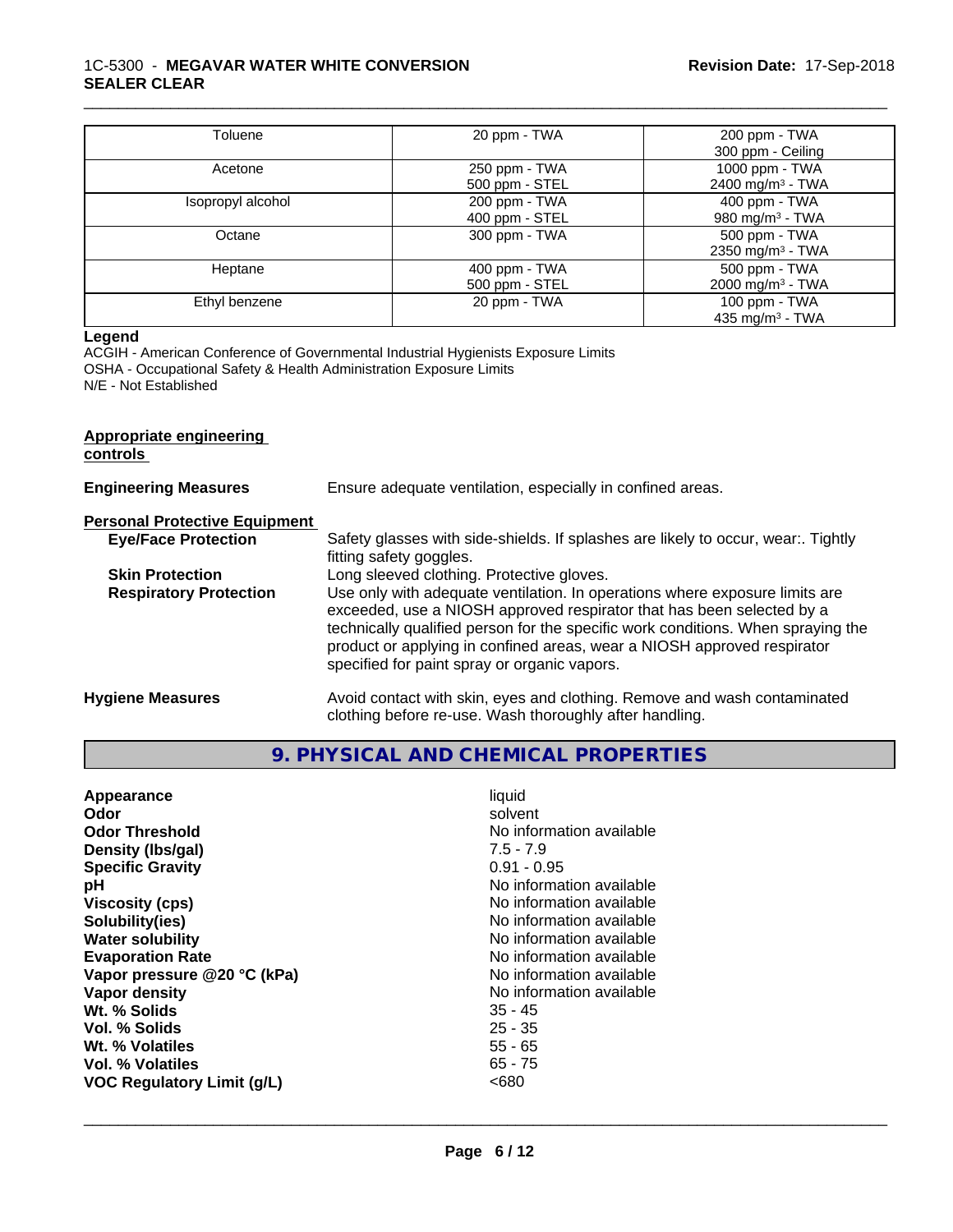| Toluene | 20 ppm - TWA | 200 ppm - TWA<br>300 ppm - Ceiling |
|---|---|---|
| Acetone | 250 ppm - TWA<br>500 ppm - STEL | 1000 ppm - TWA<br>2400 mg/m³ - TWA |
| Isopropyl alcohol | 200 ppm - TWA<br>400 ppm - STEL | 400 ppm - TWA<br>980 mg/m³ - TWA |
| Octane | 300 ppm - TWA | 500 ppm - TWA<br>2350 mg/m³ - TWA |
| Heptane | 400 ppm - TWA<br>500 ppm - STEL | 500 ppm - TWA<br>2000 mg/m³ - TWA |
| Ethyl benzene | 20 ppm - TWA | 100 ppm - TWA<br>435 mg/m³ - TWA |

**Legend**

ACGIH - American Conference of Governmental Industrial Hygienists Exposure Limits
OSHA - Occupational Safety & Health Administration Exposure Limits
N/E - Not Established

**Appropriate engineering controls**

**Engineering Measures** Ensure adequate ventilation, especially in confined areas.

**Personal Protective Equipment**

**Eye/Face Protection** Safety glasses with side-shields. If splashes are likely to occur, wear:. Tightly fitting safety goggles.

**Skin Protection** Long sleeved clothing. Protective gloves.

**Respiratory Protection** Use only with adequate ventilation. In operations where exposure limits are exceeded, use a NIOSH approved respirator that has been selected by a technically qualified person for the specific work conditions. When spraying the product or applying in confined areas, wear a NIOSH approved respirator specified for paint spray or organic vapors.

**Hygiene Measures** Avoid contact with skin, eyes and clothing. Remove and wash contaminated clothing before re-use. Wash thoroughly after handling.

## 9. PHYSICAL AND CHEMICAL PROPERTIES

| | |
|---|---|
| **Appearance** | liquid |
| **Odor** | solvent |
| **Odor Threshold** | No information available |
| **Density (lbs/gal)** | 7.5 - 7.9 |
| **Specific Gravity** | 0.91 - 0.95 |
| **pH** | No information available |
| **Viscosity (cps)** | No information available |
| **Solubility(ies)** | No information available |
| **Water solubility** | No information available |
| **Evaporation Rate** | No information available |
| **Vapor pressure @20 °C (kPa)** | No information available |
| **Vapor density** | No information available |
| **Wt. % Solids** | 35 - 45 |
| **Vol. % Solids** | 25 - 35 |
| **Wt. % Volatiles** | 55 - 65 |
| **Vol. % Volatiles** | 65 - 75 |
| **VOC Regulatory Limit (g/L)** | <680 |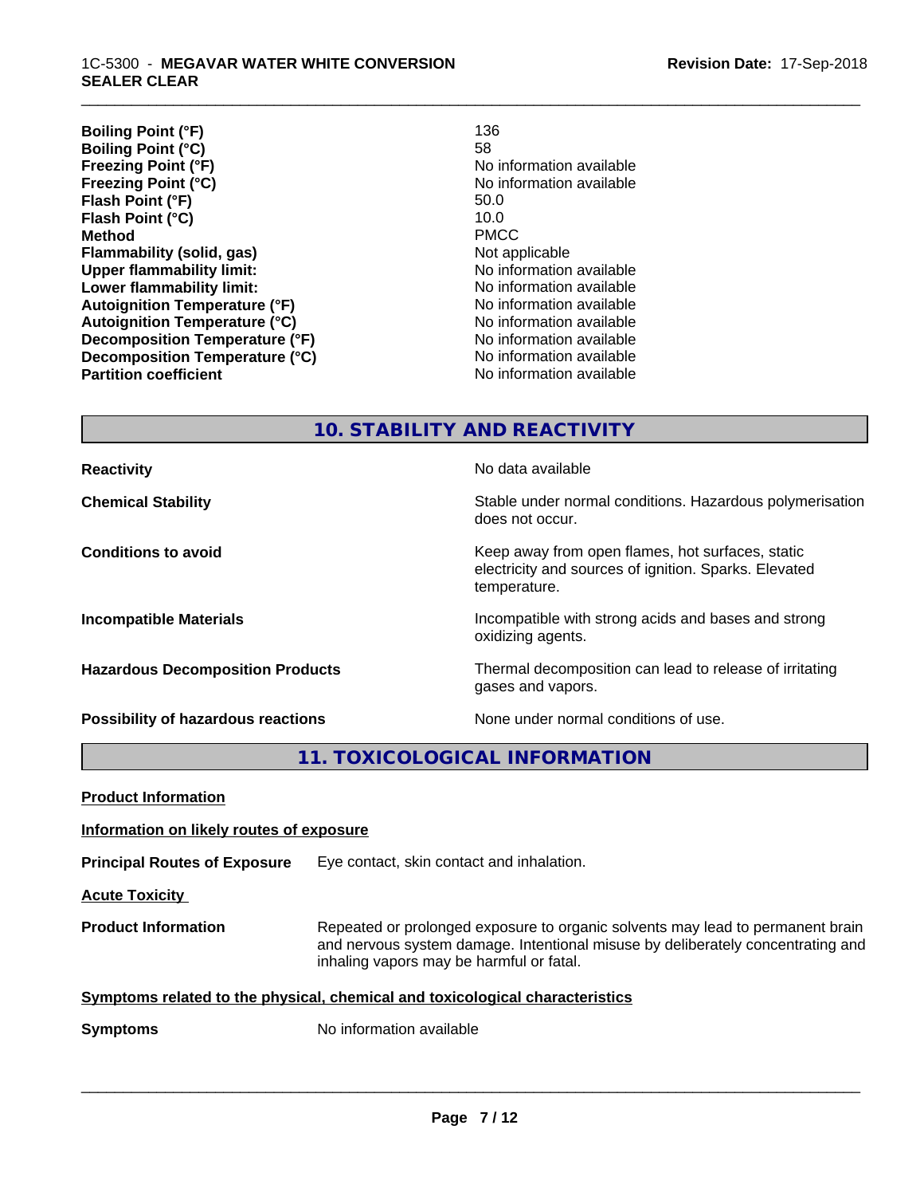| | |
|---|---|
| **Boiling Point (°F)** | 136 |
| **Boiling Point (°C)** | 58 |
| **Freezing Point (°F)** | No information available |
| **Freezing Point (°C)** | No information available |
| **Flash Point (°F)** | 50.0 |
| **Flash Point (°C)** | 10.0 |
| **Method** | PMCC |
| **Flammability (solid, gas)** | Not applicable |
| **Upper flammability limit:** | No information available |
| **Lower flammability limit:** | No information available |
| **Autoignition Temperature (°F)** | No information available |
| **Autoignition Temperature (°C)** | No information available |
| **Decomposition Temperature (°F)** | No information available |
| **Decomposition Temperature (°C)** | No information available |
| **Partition coefficient** | No information available |

## 10. STABILITY AND REACTIVITY

| | |
|---|---|
| **Reactivity** | No data available |
| **Chemical Stability** | Stable under normal conditions. Hazardous polymerisation does not occur. |
| **Conditions to avoid** | Keep away from open flames, hot surfaces, static electricity and sources of ignition. Sparks. Elevated temperature. |
| **Incompatible Materials** | Incompatible with strong acids and bases and strong oxidizing agents. |
| **Hazardous Decomposition Products** | Thermal decomposition can lead to release of irritating gases and vapors. |
| **Possibility of hazardous reactions** | None under normal conditions of use. |

## 11. TOXICOLOGICAL INFORMATION

**Product Information**

**Information on likely routes of exposure**

**Principal Routes of Exposure** Eye contact, skin contact and inhalation.

**Acute Toxicity**

**Product Information** Repeated or prolonged exposure to organic solvents may lead to permanent brain and nervous system damage. Intentional misuse by deliberately concentrating and inhaling vapors may be harmful or fatal.

**Symptoms related to the physical, chemical and toxicological characteristics**

**Symptoms** No information available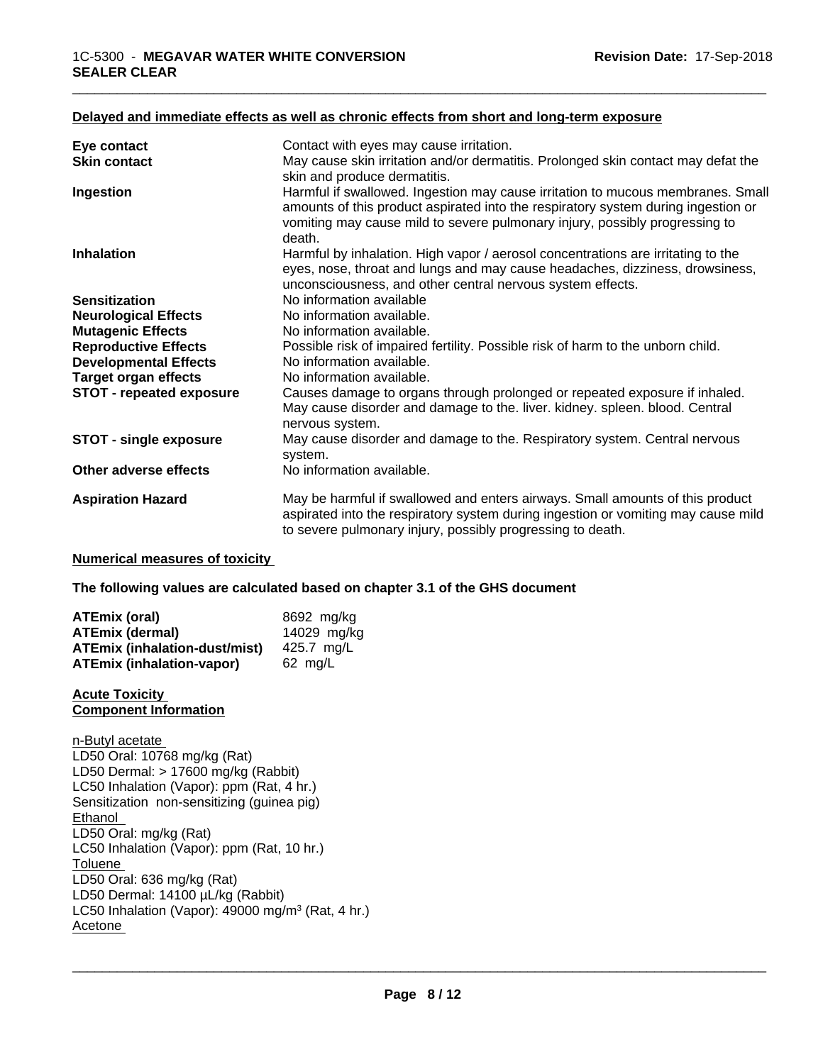#### Delayed and immediate effects as well as chronic effects from short and long-term exposure

| | |
|---|---|
| **Eye contact** | Contact with eyes may cause irritation. |
| **Skin contact** | May cause skin irritation and/or dermatitis. Prolonged skin contact may defat the skin and produce dermatitis. |
| **Ingestion** | Harmful if swallowed. Ingestion may cause irritation to mucous membranes. Small amounts of this product aspirated into the respiratory system during ingestion or vomiting may cause mild to severe pulmonary injury, possibly progressing to death. |
| **Inhalation** | Harmful by inhalation. High vapor / aerosol concentrations are irritating to the eyes, nose, throat and lungs and may cause headaches, dizziness, drowsiness, unconsciousness, and other central nervous system effects. |
| **Sensitization** | No information available |
| **Neurological Effects** | No information available. |
| **Mutagenic Effects** | No information available. |
| **Reproductive Effects** | Possible risk of impaired fertility. Possible risk of harm to the unborn child. |
| **Developmental Effects** | No information available. |
| **Target organ effects** | No information available. |
| **STOT - repeated exposure** | Causes damage to organs through prolonged or repeated exposure if inhaled. May cause disorder and damage to the. liver. kidney. spleen. blood. Central nervous system. |
| **STOT - single exposure** | May cause disorder and damage to the. Respiratory system. Central nervous system. |
| **Other adverse effects** | No information available. |
| **Aspiration Hazard** | May be harmful if swallowed and enters airways. Small amounts of this product aspirated into the respiratory system during ingestion or vomiting may cause mild to severe pulmonary injury, possibly progressing to death. |

#### Numerical measures of toxicity

**The following values are calculated based on chapter 3.1 of the GHS document**

| | |
|---|---|
| **ATEmix (oral)** | 8692 mg/kg |
| **ATEmix (dermal)** | 14029 mg/kg |
| **ATEmix (inhalation-dust/mist)** | 425.7 mg/L |
| **ATEmix (inhalation-vapor)** | 62 mg/L |

#### Acute Toxicity
#### Component Information

n-Butyl acetate
LD50 Oral: 10768 mg/kg (Rat)
LD50 Dermal: > 17600 mg/kg (Rabbit)
LC50 Inhalation (Vapor): ppm (Rat, 4 hr.)
Sensitization non-sensitizing (guinea pig)
Ethanol
LD50 Oral: mg/kg (Rat)
LC50 Inhalation (Vapor): ppm (Rat, 10 hr.)
Toluene
LD50 Oral: 636 mg/kg (Rat)
LD50 Dermal: 14100 µL/kg (Rabbit)
LC50 Inhalation (Vapor): 49000 mg/m$^3$ (Rat, 4 hr.)
Acetone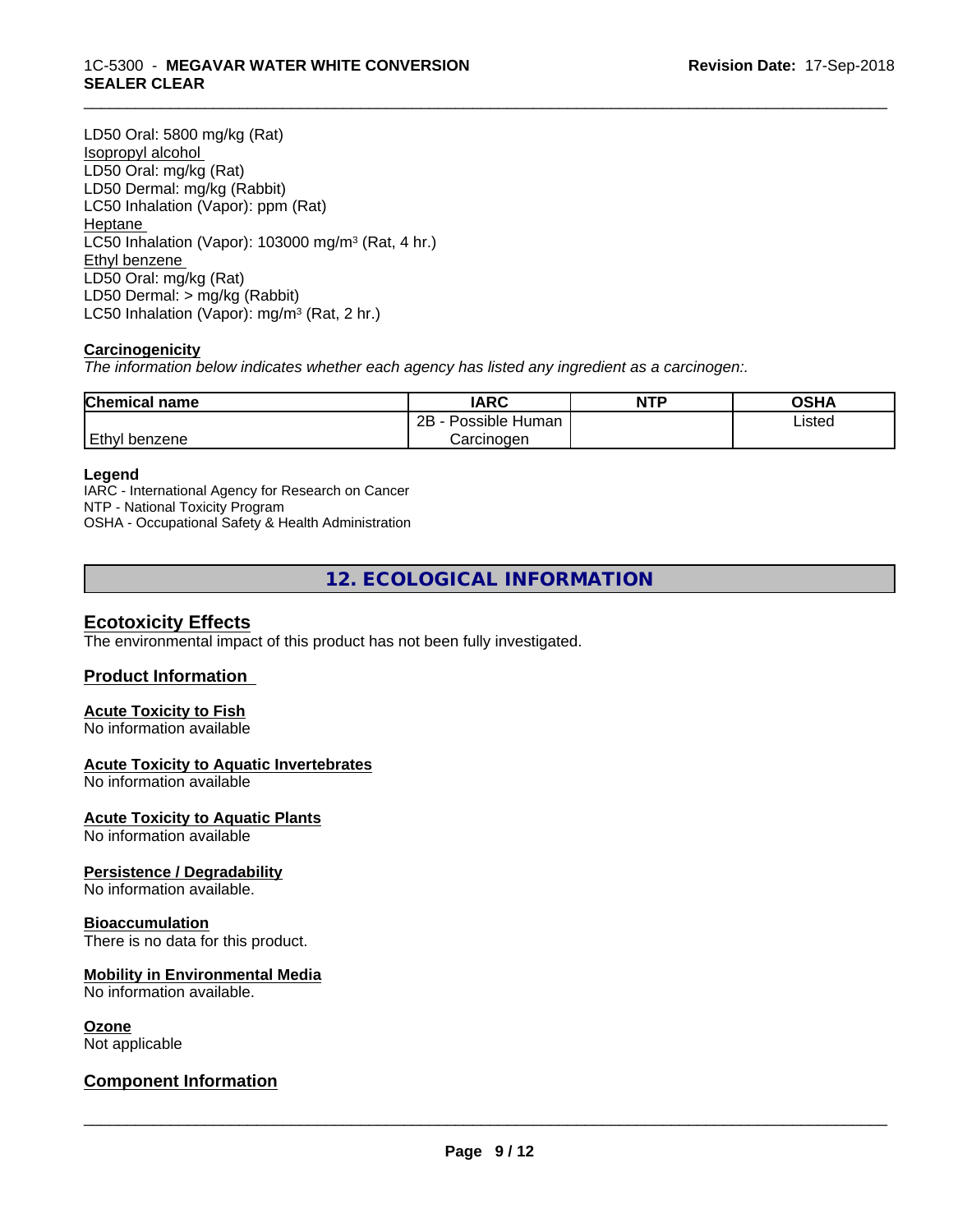LD50 Oral: 5800 mg/kg (Rat)
Isopropyl alcohol
LD50 Oral: mg/kg (Rat)
LD50 Dermal: mg/kg (Rabbit)
LC50 Inhalation (Vapor): ppm (Rat)
Heptane
LC50 Inhalation (Vapor): 103000 mg/m³ (Rat, 4 hr.)
Ethyl benzene
LD50 Oral: mg/kg (Rat)
LD50 Dermal: > mg/kg (Rabbit)
LC50 Inhalation (Vapor): mg/m³ (Rat, 2 hr.)

**Carcinogenicity**

*The information below indicates whether each agency has listed any ingredient as a carcinogen:.*

| Chemical name | IARC | NTP | OSHA |
|---|---|---|---|
| Ethyl benzene | 2B - Possible Human Carcinogen | | Listed |

**Legend**

IARC - International Agency for Research on Cancer
NTP - National Toxicity Program
OSHA - Occupational Safety & Health Administration

## 12. ECOLOGICAL INFORMATION

### Ecotoxicity Effects

The environmental impact of this product has not been fully investigated.

### Product Information

**Acute Toxicity to Fish**
No information available

**Acute Toxicity to Aquatic Invertebrates**
No information available

**Acute Toxicity to Aquatic Plants**
No information available

**Persistence / Degradability**
No information available.

**Bioaccumulation**
There is no data for this product.

**Mobility in Environmental Media**
No information available.

**Ozone**
Not applicable

### Component Information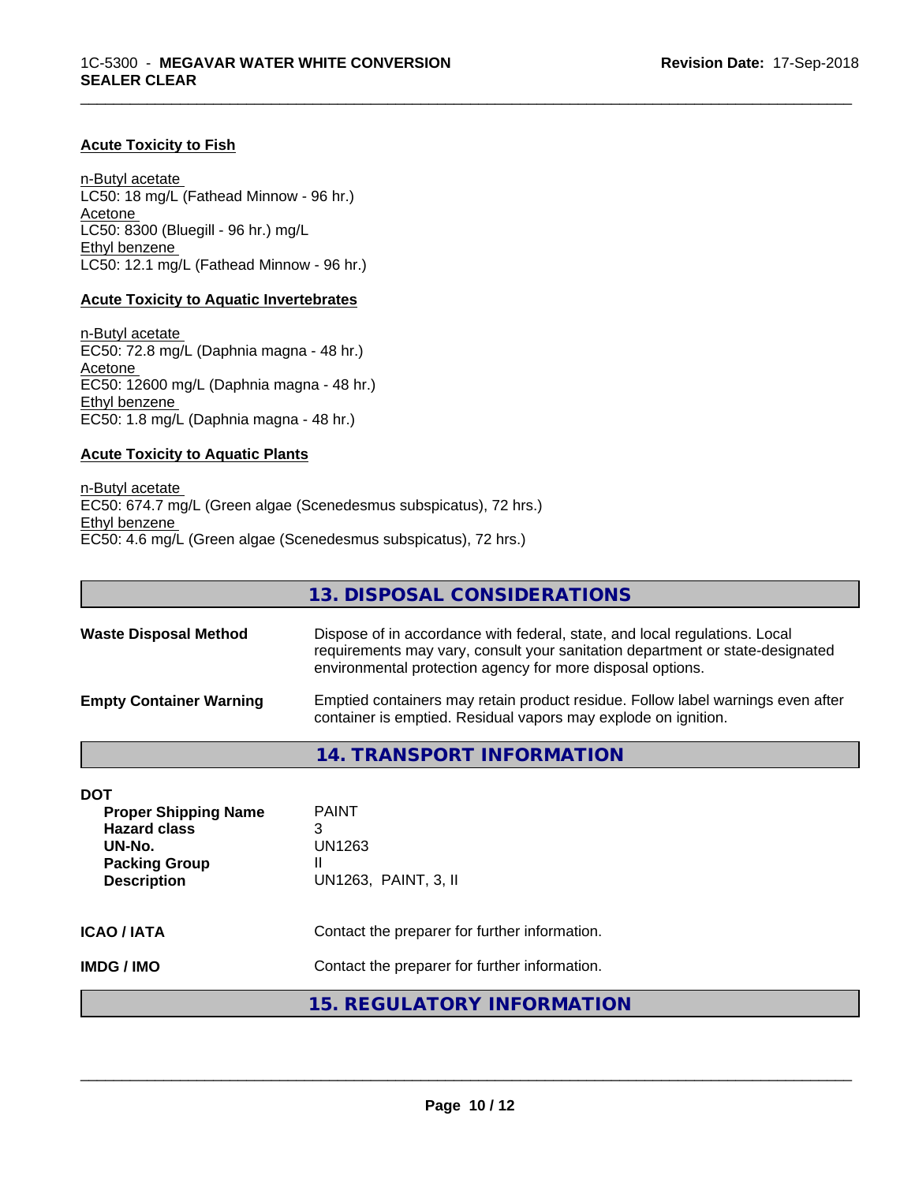**Acute Toxicity to Fish**

n-Butyl acetate
LC50: 18 mg/L (Fathead Minnow - 96 hr.)
Acetone
LC50: 8300 (Bluegill - 96 hr.) mg/L
Ethyl benzene
LC50: 12.1 mg/L (Fathead Minnow - 96 hr.)

**Acute Toxicity to Aquatic Invertebrates**

n-Butyl acetate
EC50: 72.8 mg/L (Daphnia magna - 48 hr.)
Acetone
EC50: 12600 mg/L (Daphnia magna - 48 hr.)
Ethyl benzene
EC50: 1.8 mg/L (Daphnia magna - 48 hr.)

**Acute Toxicity to Aquatic Plants**

n-Butyl acetate
EC50: 674.7 mg/L (Green algae (Scenedesmus subspicatus), 72 hrs.)
Ethyl benzene
EC50: 4.6 mg/L (Green algae (Scenedesmus subspicatus), 72 hrs.)

## 13. DISPOSAL CONSIDERATIONS

**Waste Disposal Method** Dispose of in accordance with federal, state, and local regulations. Local requirements may vary, consult your sanitation department or state-designated environmental protection agency for more disposal options.

**Empty Container Warning** Emptied containers may retain product residue. Follow label warnings even after container is emptied. Residual vapors may explode on ignition.

## 14. TRANSPORT INFORMATION

**DOT**

| | |
|---|---|
| **Proper Shipping Name** | PAINT |
| **Hazard class** | 3 |
| **UN-No.** | UN1263 |
| **Packing Group** | II |
| **Description** | UN1263, PAINT, 3, II |

**ICAO / IATA** Contact the preparer for further information.

**IMDG / IMO** Contact the preparer for further information.

## 15. REGULATORY INFORMATION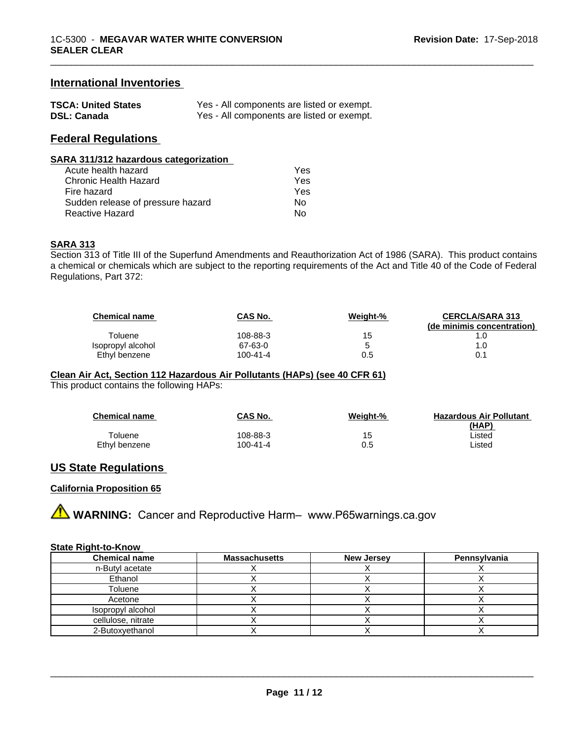## International Inventories

| | |
|---|---|
| **TSCA: United States** | Yes - All components are listed or exempt. |
| **DSL: Canada** | Yes - All components are listed or exempt. |

## Federal Regulations

### SARA 311/312 hazardous categorization

| | |
|---|---|
| Acute health hazard | Yes |
| Chronic Health Hazard | Yes |
| Fire hazard | Yes |
| Sudden release of pressure hazard | No |
| Reactive Hazard | No |

### SARA 313

Section 313 of Title III of the Superfund Amendments and Reauthorization Act of 1986 (SARA). This product contains a chemical or chemicals which are subject to the reporting requirements of the Act and Title 40 of the Code of Federal Regulations, Part 372:

| Chemical name | CAS No. | Weight-% | CERCLA/SARA 313 (de minimis concentration) |
|---|---|---|---|
| Toluene | 108-88-3 | 15 | 1.0 |
| Isopropyl alcohol | 67-63-0 | 5 | 1.0 |
| Ethyl benzene | 100-41-4 | 0.5 | 0.1 |

### Clean Air Act, Section 112 Hazardous Air Pollutants (HAPs) (see 40 CFR 61)

This product contains the following HAPs:

| Chemical name | CAS No. | Weight-% | Hazardous Air Pollutant (HAP) |
|---|---|---|---|
| Toluene | 108-88-3 | 15 | Listed |
| Ethyl benzene | 100-41-4 | 0.5 | Listed |

## US State Regulations

### California Proposition 65

⚠ **WARNING:** Cancer and Reproductive Harm– www.P65warnings.ca.gov

### State Right-to-Know

| Chemical name | Massachusetts | New Jersey | Pennsylvania |
|---|---|---|---|
| n-Butyl acetate | X | X | X |
| Ethanol | X | X | X |
| Toluene | X | X | X |
| Acetone | X | X | X |
| Isopropyl alcohol | X | X | X |
| cellulose, nitrate | X | X | X |
| 2-Butoxyethanol | X | X | X |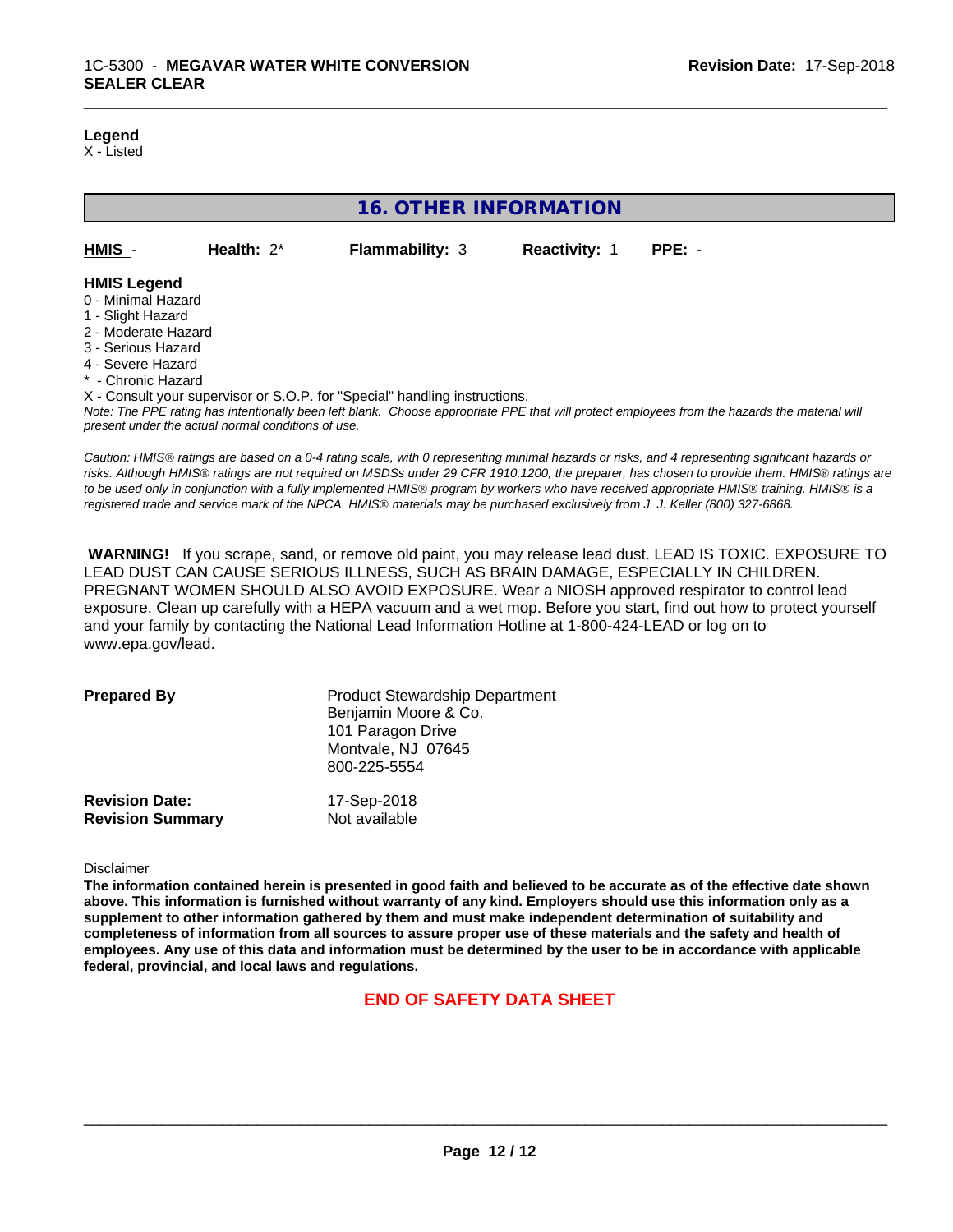**Legend**
X - Listed

## 16. OTHER INFORMATION

| **HMIS** - | **Health:** 2* | **Flammability:** 3 | **Reactivity:** 1 | **PPE:** - |
|---|---|---|---|---|

**HMIS Legend**
0 - Minimal Hazard
1 - Slight Hazard
2 - Moderate Hazard
3 - Serious Hazard
4 - Severe Hazard
* - Chronic Hazard
X - Consult your supervisor or S.O.P. for "Special" handling instructions.
*Note: The PPE rating has intentionally been left blank. Choose appropriate PPE that will protect employees from the hazards the material will present under the actual normal conditions of use.*

*Caution: HMIS® ratings are based on a 0-4 rating scale, with 0 representing minimal hazards or risks, and 4 representing significant hazards or risks. Although HMIS® ratings are not required on MSDSs under 29 CFR 1910.1200, the preparer, has chosen to provide them. HMIS® ratings are to be used only in conjunction with a fully implemented HMIS® program by workers who have received appropriate HMIS® training. HMIS® is a registered trade and service mark of the NPCA. HMIS® materials may be purchased exclusively from J. J. Keller (800) 327-6868.*

**WARNING!** If you scrape, sand, or remove old paint, you may release lead dust. LEAD IS TOXIC. EXPOSURE TO LEAD DUST CAN CAUSE SERIOUS ILLNESS, SUCH AS BRAIN DAMAGE, ESPECIALLY IN CHILDREN. PREGNANT WOMEN SHOULD ALSO AVOID EXPOSURE. Wear a NIOSH approved respirator to control lead exposure. Clean up carefully with a HEPA vacuum and a wet mop. Before you start, find out how to protect yourself and your family by contacting the National Lead Information Hotline at 1-800-424-LEAD or log on to www.epa.gov/lead.

| | |
|---|---|
| **Prepared By** | Product Stewardship Department<br>Benjamin Moore & Co.<br>101 Paragon Drive<br>Montvale, NJ 07645<br>800-225-5554 |
| **Revision Date:** | 17-Sep-2018 |
| **Revision Summary** | Not available |

Disclaimer

**The information contained herein is presented in good faith and believed to be accurate as of the effective date shown above. This information is furnished without warranty of any kind. Employers should use this information only as a supplement to other information gathered by them and must make independent determination of suitability and completeness of information from all sources to assure proper use of these materials and the safety and health of employees. Any use of this data and information must be determined by the user to be in accordance with applicable federal, provincial, and local laws and regulations.**

**END OF SAFETY DATA SHEET**